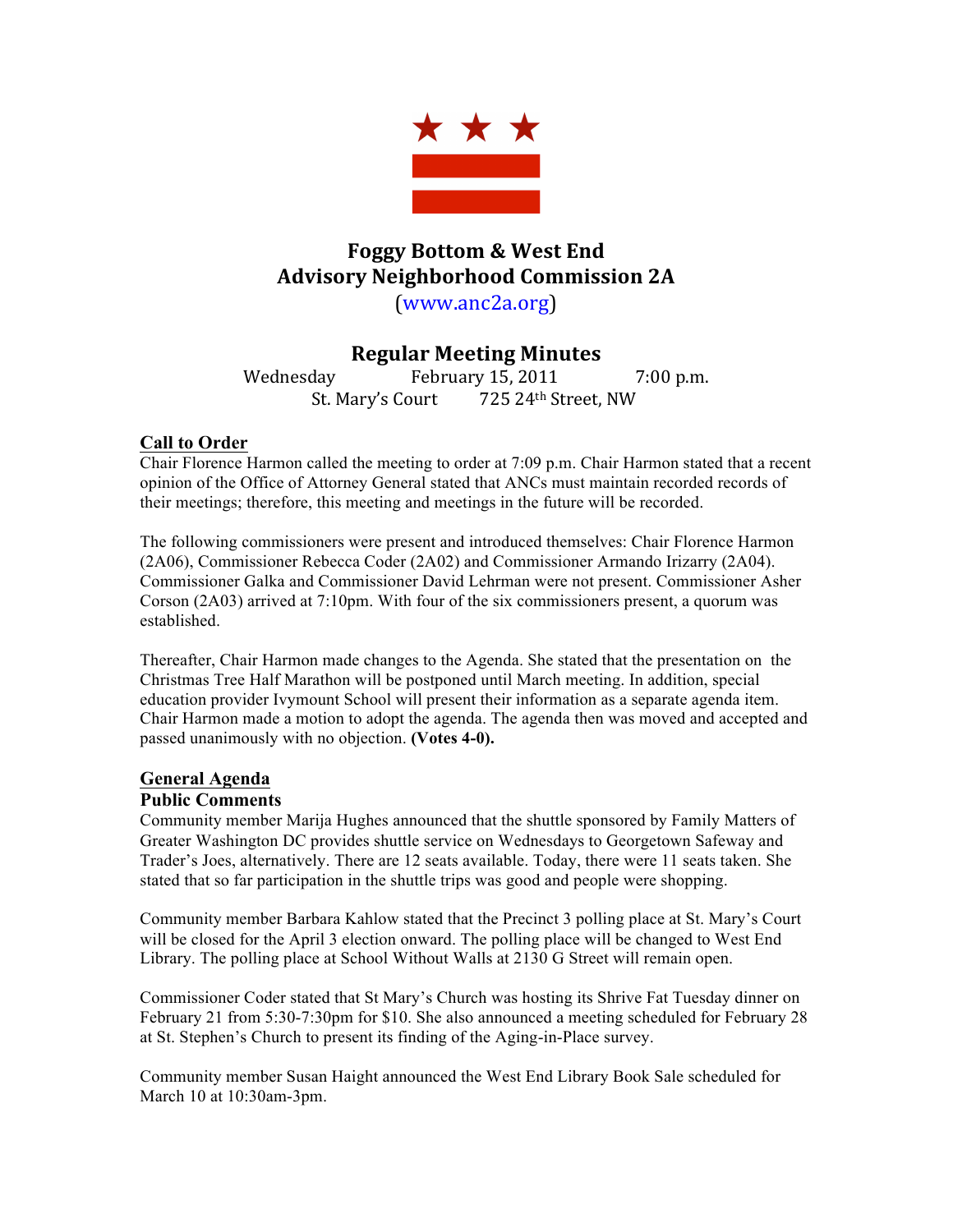# Foggy Bottom & West End
# Advisory Neighborhood Commission 2A

(www.anc2a.org)

## Regular Meeting Minutes

Wednesday February 15, 2011 7:00 p.m.
St. Mary's Court 725 24th Street, NW

### Call to Order

Chair Florence Harmon called the meeting to order at 7:09 p.m. Chair Harmon stated that a recent opinion of the Office of Attorney General stated that ANCs must maintain recorded records of their meetings; therefore, this meeting and meetings in the future will be recorded.

The following commissioners were present and introduced themselves: Chair Florence Harmon (2A06), Commissioner Rebecca Coder (2A02) and Commissioner Armando Irizarry (2A04). Commissioner Galka and Commissioner David Lehrman were not present. Commissioner Asher Corson (2A03) arrived at 7:10pm. With four of the six commissioners present, a quorum was established.

Thereafter, Chair Harmon made changes to the Agenda. She stated that the presentation on the Christmas Tree Half Marathon will be postponed until March meeting. In addition, special education provider Ivymount School will present their information as a separate agenda item. Chair Harmon made a motion to adopt the agenda. The agenda then was moved and accepted and passed unanimously with no objection. **(Votes 4-0).**

### General Agenda

**Public Comments**

Community member Marija Hughes announced that the shuttle sponsored by Family Matters of Greater Washington DC provides shuttle service on Wednesdays to Georgetown Safeway and Trader's Joes, alternatively. There are 12 seats available. Today, there were 11 seats taken. She stated that so far participation in the shuttle trips was good and people were shopping.

Community member Barbara Kahlow stated that the Precinct 3 polling place at St. Mary's Court will be closed for the April 3 election onward. The polling place will be changed to West End Library. The polling place at School Without Walls at 2130 G Street will remain open.

Commissioner Coder stated that St Mary's Church was hosting its Shrive Fat Tuesday dinner on February 21 from 5:30-7:30pm for $10. She also announced a meeting scheduled for February 28 at St. Stephen's Church to present its finding of the Aging-in-Place survey.

Community member Susan Haight announced the West End Library Book Sale scheduled for March 10 at 10:30am-3pm.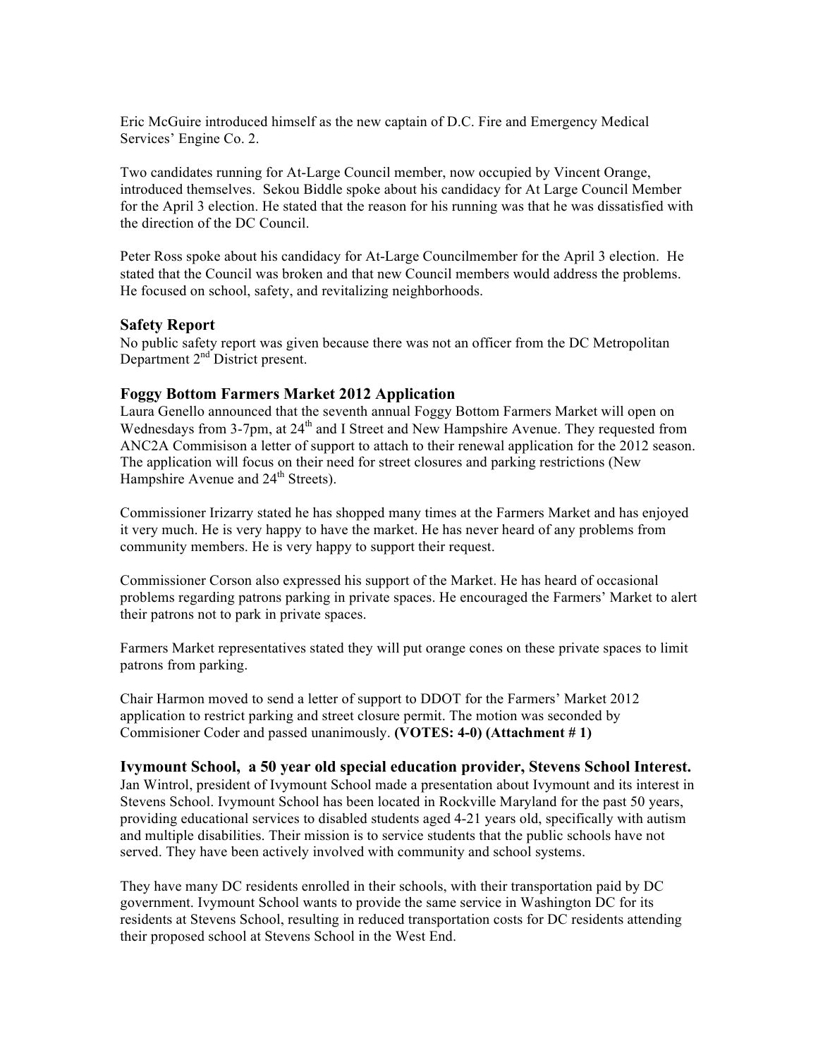Eric McGuire introduced himself as the new captain of D.C. Fire and Emergency Medical Services' Engine Co. 2.

Two candidates running for At-Large Council member, now occupied by Vincent Orange, introduced themselves. Sekou Biddle spoke about his candidacy for At Large Council Member for the April 3 election. He stated that the reason for his running was that he was dissatisfied with the direction of the DC Council.

Peter Ross spoke about his candidacy for At-Large Councilmember for the April 3 election. He stated that the Council was broken and that new Council members would address the problems. He focused on school, safety, and revitalizing neighborhoods.

## Safety Report

No public safety report was given because there was not an officer from the DC Metropolitan Department 2nd District present.

## Foggy Bottom Farmers Market 2012 Application

Laura Genello announced that the seventh annual Foggy Bottom Farmers Market will open on Wednesdays from 3-7pm, at 24th and I Street and New Hampshire Avenue. They requested from ANC2A Commisison a letter of support to attach to their renewal application for the 2012 season. The application will focus on their need for street closures and parking restrictions (New Hampshire Avenue and 24th Streets).

Commissioner Irizarry stated he has shopped many times at the Farmers Market and has enjoyed it very much. He is very happy to have the market. He has never heard of any problems from community members. He is very happy to support their request.

Commissioner Corson also expressed his support of the Market. He has heard of occasional problems regarding patrons parking in private spaces. He encouraged the Farmers' Market to alert their patrons not to park in private spaces.

Farmers Market representatives stated they will put orange cones on these private spaces to limit patrons from parking.

Chair Harmon moved to send a letter of support to DDOT for the Farmers' Market 2012 application to restrict parking and street closure permit. The motion was seconded by Commisioner Coder and passed unanimously. **(VOTES: 4-0) (Attachment # 1)**

## Ivymount School, a 50 year old special education provider, Stevens School Interest.

Jan Wintrol, president of Ivymount School made a presentation about Ivymount and its interest in Stevens School. Ivymount School has been located in Rockville Maryland for the past 50 years, providing educational services to disabled students aged 4-21 years old, specifically with autism and multiple disabilities. Their mission is to service students that the public schools have not served. They have been actively involved with community and school systems.

They have many DC residents enrolled in their schools, with their transportation paid by DC government. Ivymount School wants to provide the same service in Washington DC for its residents at Stevens School, resulting in reduced transportation costs for DC residents attending their proposed school at Stevens School in the West End.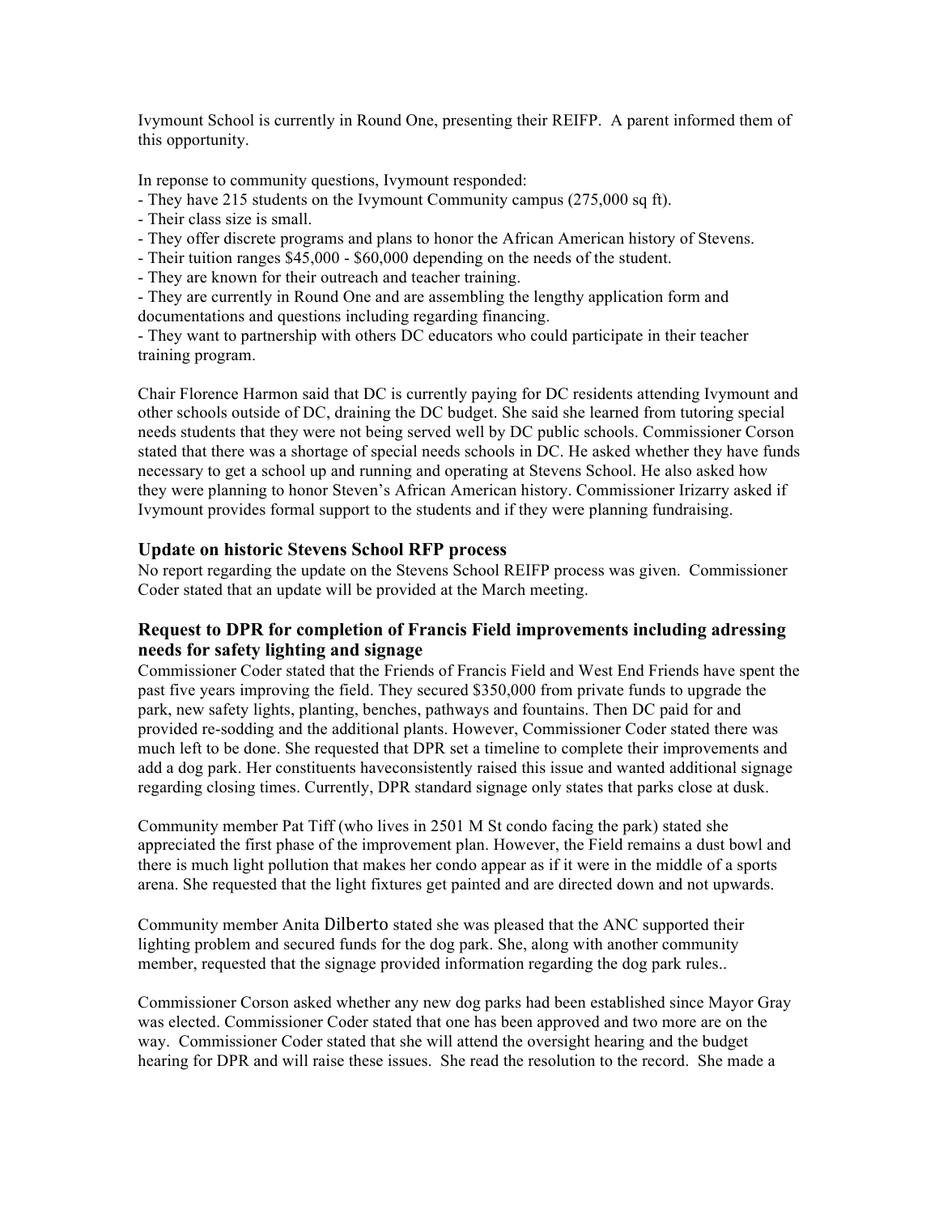Ivymount School is currently in Round One, presenting their REIFP. A parent informed them of this opportunity.

In reponse to community questions, Ivymount responded:

- They have 215 students on the Ivymount Community campus (275,000 sq ft).
- Their class size is small.
- They offer discrete programs and plans to honor the African American history of Stevens.
- Their tuition ranges $45,000 - $60,000 depending on the needs of the student.
- They are known for their outreach and teacher training.
- They are currently in Round One and are assembling the lengthy application form and documentations and questions including regarding financing.
- They want to partnership with others DC educators who could participate in their teacher training program.

Chair Florence Harmon said that DC is currently paying for DC residents attending Ivymount and other schools outside of DC, draining the DC budget. She said she learned from tutoring special needs students that they were not being served well by DC public schools. Commissioner Corson stated that there was a shortage of special needs schools in DC. He asked whether they have funds necessary to get a school up and running and operating at Stevens School. He also asked how they were planning to honor Steven's African American history. Commissioner Irizarry asked if Ivymount provides formal support to the students and if they were planning fundraising.

### Update on historic Stevens School RFP process

No report regarding the update on the Stevens School REIFP process was given. Commissioner Coder stated that an update will be provided at the March meeting.

### Request to DPR for completion of Francis Field improvements including adressing needs for safety lighting and signage

Commissioner Coder stated that the Friends of Francis Field and West End Friends have spent the past five years improving the field. They secured $350,000 from private funds to upgrade the park, new safety lights, planting, benches, pathways and fountains. Then DC paid for and provided re-sodding and the additional plants. However, Commissioner Coder stated there was much left to be done. She requested that DPR set a timeline to complete their improvements and add a dog park. Her constituents haveconsistently raised this issue and wanted additional signage regarding closing times. Currently, DPR standard signage only states that parks close at dusk.

Community member Pat Tiff (who lives in 2501 M St condo facing the park) stated she appreciated the first phase of the improvement plan. However, the Field remains a dust bowl and there is much light pollution that makes her condo appear as if it were in the middle of a sports arena. She requested that the light fixtures get painted and are directed down and not upwards.

Community member Anita Dilberto stated she was pleased that the ANC supported their lighting problem and secured funds for the dog park. She, along with another community member, requested that the signage provided information regarding the dog park rules..

Commissioner Corson asked whether any new dog parks had been established since Mayor Gray was elected. Commissioner Coder stated that one has been approved and two more are on the way. Commissioner Coder stated that she will attend the oversight hearing and the budget hearing for DPR and will raise these issues. She read the resolution to the record. She made a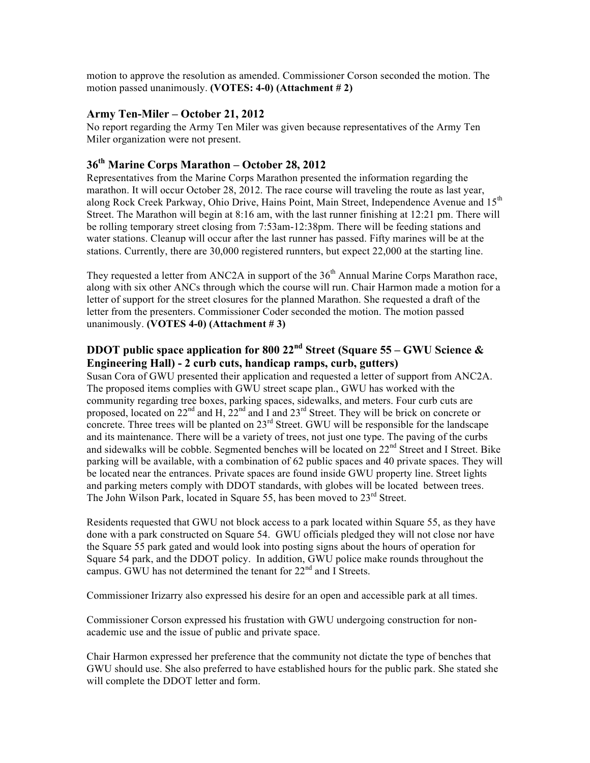motion to approve the resolution as amended. Commissioner Corson seconded the motion. The motion passed unanimously. **(VOTES: 4-0) (Attachment # 2)**

### Army Ten-Miler – October 21, 2012

No report regarding the Army Ten Miler was given because representatives of the Army Ten Miler organization were not present.

### 36th Marine Corps Marathon – October 28, 2012

Representatives from the Marine Corps Marathon presented the information regarding the marathon. It will occur October 28, 2012. The race course will traveling the route as last year, along Rock Creek Parkway, Ohio Drive, Hains Point, Main Street, Independence Avenue and 15th Street. The Marathon will begin at 8:16 am, with the last runner finishing at 12:21 pm. There will be rolling temporary street closing from 7:53am-12:38pm. There will be feeding stations and water stations. Cleanup will occur after the last runner has passed. Fifty marines will be at the stations. Currently, there are 30,000 registered runnters, but expect 22,000 at the starting line.

They requested a letter from ANC2A in support of the 36th Annual Marine Corps Marathon race, along with six other ANCs through which the course will run. Chair Harmon made a motion for a letter of support for the street closures for the planned Marathon. She requested a draft of the letter from the presenters. Commissioner Coder seconded the motion. The motion passed unanimously. **(VOTES 4-0) (Attachment # 3)**

### DDOT public space application for 800 22nd Street (Square 55 – GWU Science & Engineering Hall) - 2 curb cuts, handicap ramps, curb, gutters)

Susan Cora of GWU presented their application and requested a letter of support from ANC2A. The proposed items complies with GWU street scape plan., GWU has worked with the community regarding tree boxes, parking spaces, sidewalks, and meters. Four curb cuts are proposed, located on 22nd and H, 22nd and I and 23rd Street. They will be brick on concrete or concrete. Three trees will be planted on 23rd Street. GWU will be responsible for the landscape and its maintenance. There will be a variety of trees, not just one type. The paving of the curbs and sidewalks will be cobble. Segmented benches will be located on 22nd Street and I Street. Bike parking will be available, with a combination of 62 public spaces and 40 private spaces. They will be located near the entrances. Private spaces are found inside GWU property line. Street lights and parking meters comply with DDOT standards, with globes will be located between trees. The John Wilson Park, located in Square 55, has been moved to 23rd Street.

Residents requested that GWU not block access to a park located within Square 55, as they have done with a park constructed on Square 54. GWU officials pledged they will not close nor have the Square 55 park gated and would look into posting signs about the hours of operation for Square 54 park, and the DDOT policy. In addition, GWU police make rounds throughout the campus. GWU has not determined the tenant for 22nd and I Streets.

Commissioner Irizarry also expressed his desire for an open and accessible park at all times.

Commissioner Corson expressed his frustation with GWU undergoing construction for non-academic use and the issue of public and private space.

Chair Harmon expressed her preference that the community not dictate the type of benches that GWU should use. She also preferred to have established hours for the public park. She stated she will complete the DDOT letter and form.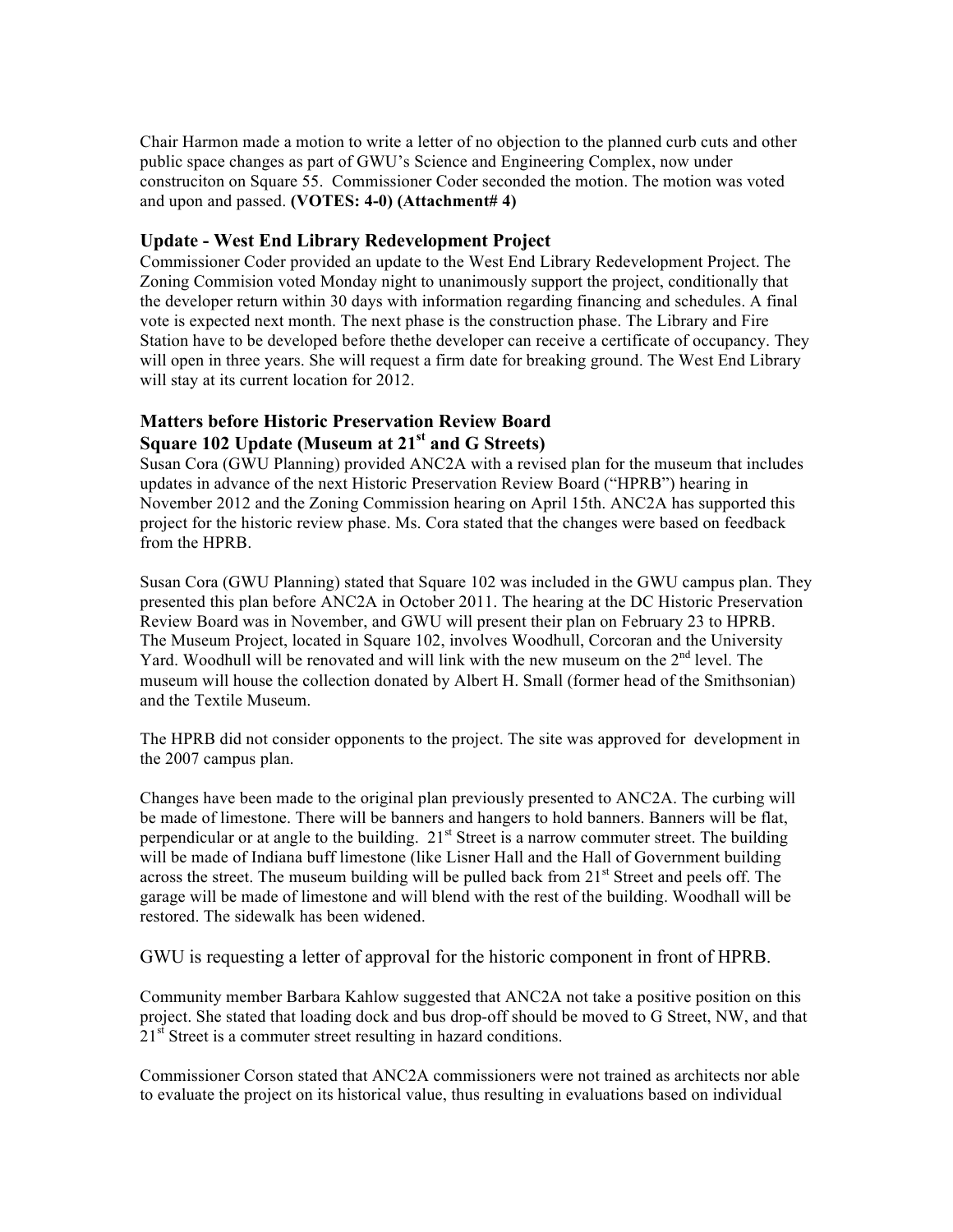Chair Harmon made a motion to write a letter of no objection to the planned curb cuts and other public space changes as part of GWU's Science and Engineering Complex, now under construciton on Square 55. Commissioner Coder seconded the motion. The motion was voted and upon and passed. **(VOTES: 4-0) (Attachment# 4)**

### Update - West End Library Redevelopment Project

Commissioner Coder provided an update to the West End Library Redevelopment Project. The Zoning Commision voted Monday night to unanimously support the project, conditionally that the developer return within 30 days with information regarding financing and schedules. A final vote is expected next month. The next phase is the construction phase. The Library and Fire Station have to be developed before thethe developer can receive a certificate of occupancy. They will open in three years. She will request a firm date for breaking ground. The West End Library will stay at its current location for 2012.

### Matters before Historic Preservation Review Board

### Square 102 Update (Museum at 21st and G Streets)

Susan Cora (GWU Planning) provided ANC2A with a revised plan for the museum that includes updates in advance of the next Historic Preservation Review Board ("HPRB") hearing in November 2012 and the Zoning Commission hearing on April 15th. ANC2A has supported this project for the historic review phase. Ms. Cora stated that the changes were based on feedback from the HPRB.

Susan Cora (GWU Planning) stated that Square 102 was included in the GWU campus plan. They presented this plan before ANC2A in October 2011. The hearing at the DC Historic Preservation Review Board was in November, and GWU will present their plan on February 23 to HPRB. The Museum Project, located in Square 102, involves Woodhull, Corcoran and the University Yard. Woodhull will be renovated and will link with the new museum on the 2nd level. The museum will house the collection donated by Albert H. Small (former head of the Smithsonian) and the Textile Museum.

The HPRB did not consider opponents to the project. The site was approved for development in the 2007 campus plan.

Changes have been made to the original plan previously presented to ANC2A. The curbing will be made of limestone. There will be banners and hangers to hold banners. Banners will be flat, perpendicular or at angle to the building. 21st Street is a narrow commuter street. The building will be made of Indiana buff limestone (like Lisner Hall and the Hall of Government building across the street. The museum building will be pulled back from 21st Street and peels off. The garage will be made of limestone and will blend with the rest of the building. Woodhall will be restored. The sidewalk has been widened.

GWU is requesting a letter of approval for the historic component in front of HPRB.

Community member Barbara Kahlow suggested that ANC2A not take a positive position on this project. She stated that loading dock and bus drop-off should be moved to G Street, NW, and that 21st Street is a commuter street resulting in hazard conditions.

Commissioner Corson stated that ANC2A commissioners were not trained as architects nor able to evaluate the project on its historical value, thus resulting in evaluations based on individual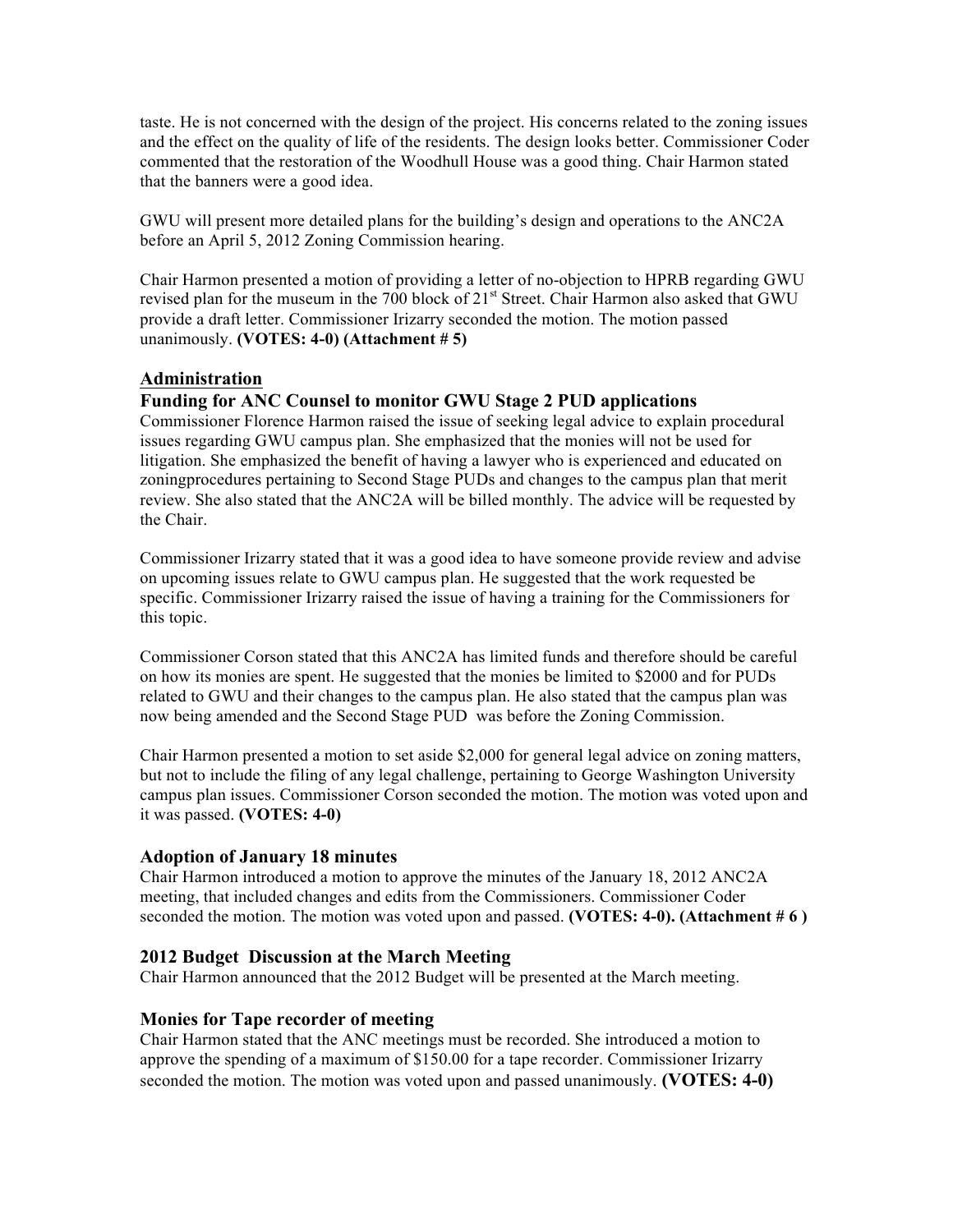taste. He is not concerned with the design of the project. His concerns related to the zoning issues and the effect on the quality of life of the residents. The design looks better. Commissioner Coder commented that the restoration of the Woodhull House was a good thing. Chair Harmon stated that the banners were a good idea.

GWU will present more detailed plans for the building's design and operations to the ANC2A before an April 5, 2012 Zoning Commission hearing.

Chair Harmon presented a motion of providing a letter of no-objection to HPRB regarding GWU revised plan for the museum in the 700 block of 21st Street. Chair Harmon also asked that GWU provide a draft letter. Commissioner Irizarry seconded the motion. The motion passed unanimously. **(VOTES: 4-0) (Attachment # 5)**

## Administration

### Funding for ANC Counsel to monitor GWU Stage 2 PUD applications

Commissioner Florence Harmon raised the issue of seeking legal advice to explain procedural issues regarding GWU campus plan. She emphasized that the monies will not be used for litigation. She emphasized the benefit of having a lawyer who is experienced and educated on zoningprocedures pertaining to Second Stage PUDs and changes to the campus plan that merit review. She also stated that the ANC2A will be billed monthly. The advice will be requested by the Chair.

Commissioner Irizarry stated that it was a good idea to have someone provide review and advise on upcoming issues relate to GWU campus plan. He suggested that the work requested be specific. Commissioner Irizarry raised the issue of having a training for the Commissioners for this topic.

Commissioner Corson stated that this ANC2A has limited funds and therefore should be careful on how its monies are spent. He suggested that the monies be limited to $2000 and for PUDs related to GWU and their changes to the campus plan. He also stated that the campus plan was now being amended and the Second Stage PUD was before the Zoning Commission.

Chair Harmon presented a motion to set aside $2,000 for general legal advice on zoning matters, but not to include the filing of any legal challenge, pertaining to George Washington University campus plan issues. Commissioner Corson seconded the motion. The motion was voted upon and it was passed. **(VOTES: 4-0)**

### Adoption of January 18 minutes

Chair Harmon introduced a motion to approve the minutes of the January 18, 2012 ANC2A meeting, that included changes and edits from the Commissioners. Commissioner Coder seconded the motion. The motion was voted upon and passed. **(VOTES: 4-0). (Attachment # 6 )**

### 2012 Budget Discussion at the March Meeting

Chair Harmon announced that the 2012 Budget will be presented at the March meeting.

### Monies for Tape recorder of meeting

Chair Harmon stated that the ANC meetings must be recorded. She introduced a motion to approve the spending of a maximum of $150.00 for a tape recorder. Commissioner Irizarry seconded the motion. The motion was voted upon and passed unanimously. **(VOTES: 4-0)**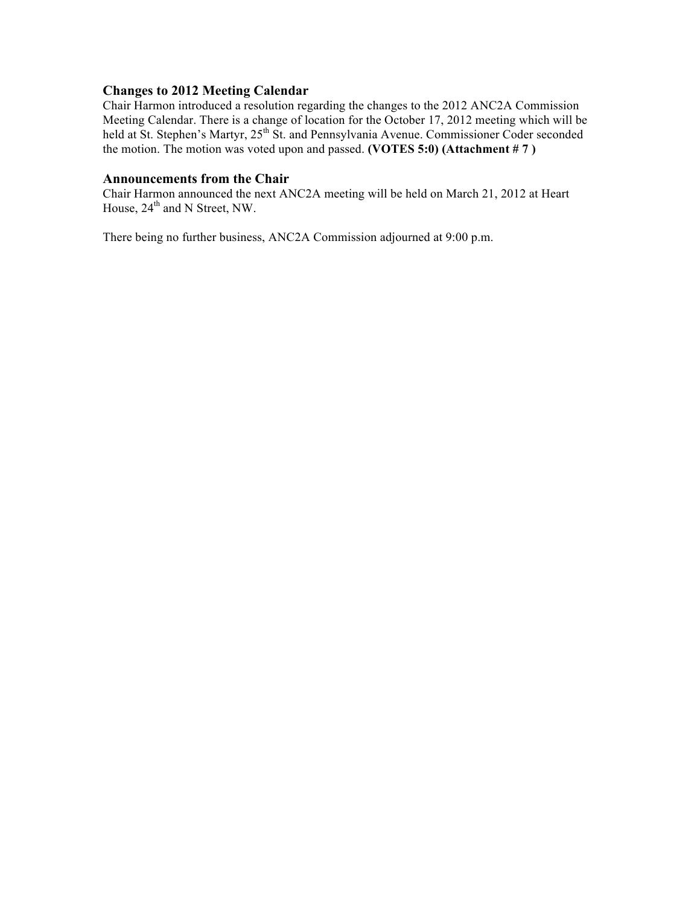### Changes to 2012 Meeting Calendar

Chair Harmon introduced a resolution regarding the changes to the 2012 ANC2A Commission Meeting Calendar. There is a change of location for the October 17, 2012 meeting which will be held at St. Stephen's Martyr, 25th St. and Pennsylvania Avenue. Commissioner Coder seconded the motion. The motion was voted upon and passed. **(VOTES 5:0) (Attachment # 7 )**

### Announcements from the Chair

Chair Harmon announced the next ANC2A meeting will be held on March 21, 2012 at Heart House, 24th and N Street, NW.

There being no further business, ANC2A Commission adjourned at 9:00 p.m.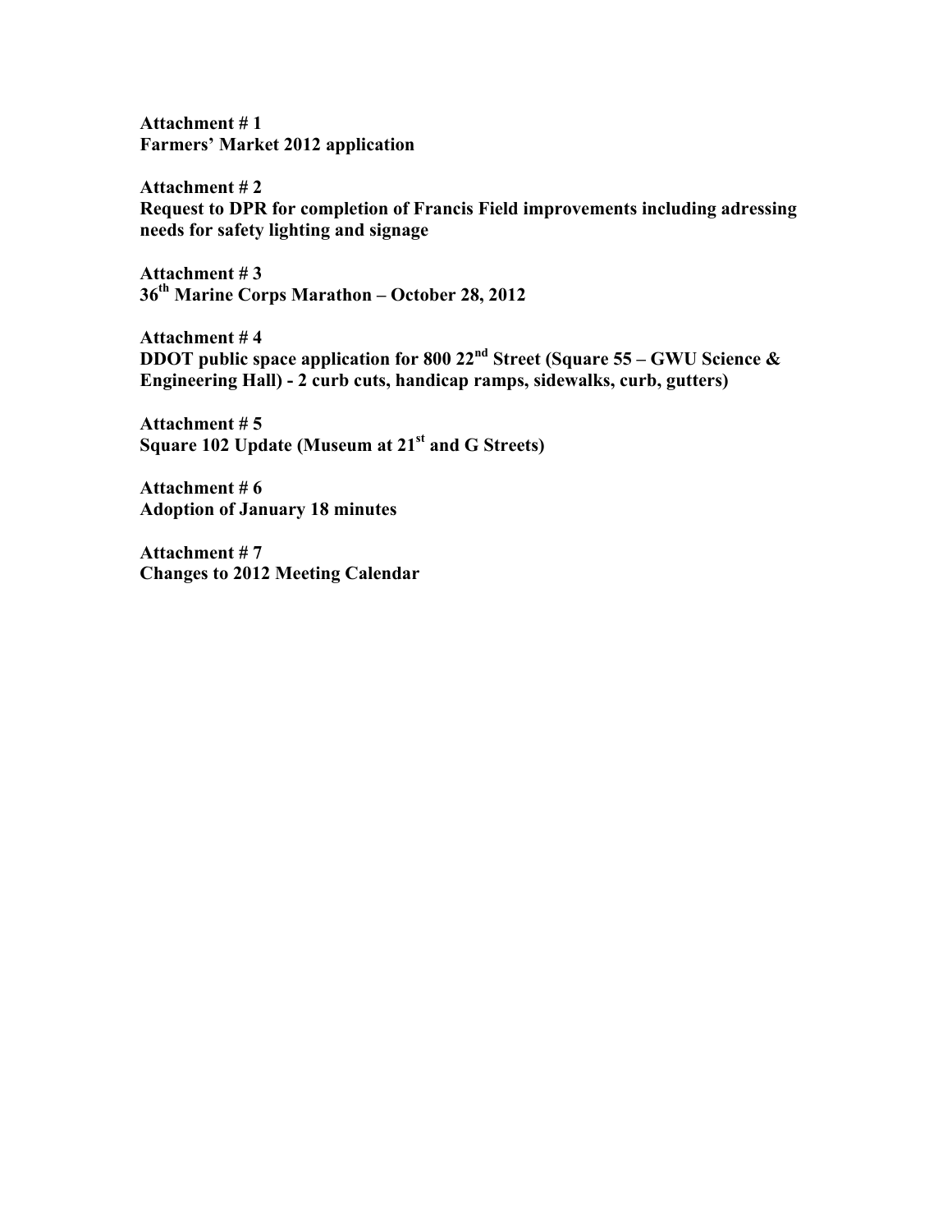**Attachment # 1**
**Farmers' Market 2012 application**

**Attachment # 2**
**Request to DPR for completion of Francis Field improvements including adressing needs for safety lighting and signage**

**Attachment # 3**
**36th Marine Corps Marathon – October 28, 2012**

**Attachment # 4**
**DDOT public space application for 800 22nd Street (Square 55 – GWU Science & Engineering Hall) - 2 curb cuts, handicap ramps, sidewalks, curb, gutters)**

**Attachment # 5**
**Square 102 Update (Museum at 21st and G Streets)**

**Attachment # 6**
**Adoption of January 18 minutes**

**Attachment # 7**
**Changes to 2012 Meeting Calendar**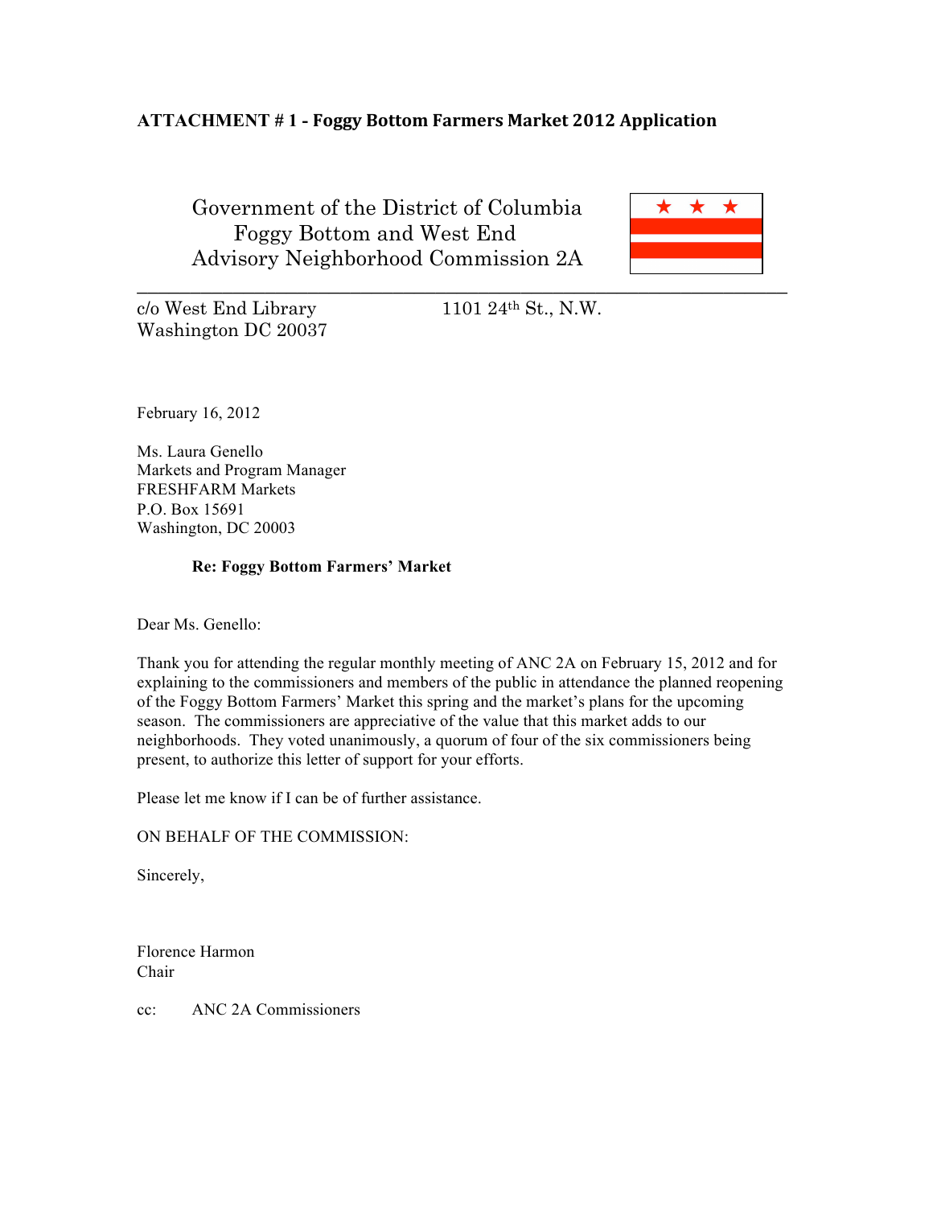**ATTACHMENT # 1 - Foggy Bottom Farmers Market 2012 Application**

Government of the District of Columbia
Foggy Bottom and West End
Advisory Neighborhood Commission 2A

c/o West End Library
Washington DC 20037

1101 24th St., N.W.

February 16, 2012

Ms. Laura Genello
Markets and Program Manager
FRESHFARM Markets
P.O. Box 15691
Washington, DC 20003

**Re: Foggy Bottom Farmers' Market**

Dear Ms. Genello:

Thank you for attending the regular monthly meeting of ANC 2A on February 15, 2012 and for explaining to the commissioners and members of the public in attendance the planned reopening of the Foggy Bottom Farmers' Market this spring and the market's plans for the upcoming season. The commissioners are appreciative of the value that this market adds to our neighborhoods. They voted unanimously, a quorum of four of the six commissioners being present, to authorize this letter of support for your efforts.

Please let me know if I can be of further assistance.

ON BEHALF OF THE COMMISSION:

Sincerely,

Florence Harmon
Chair

cc: ANC 2A Commissioners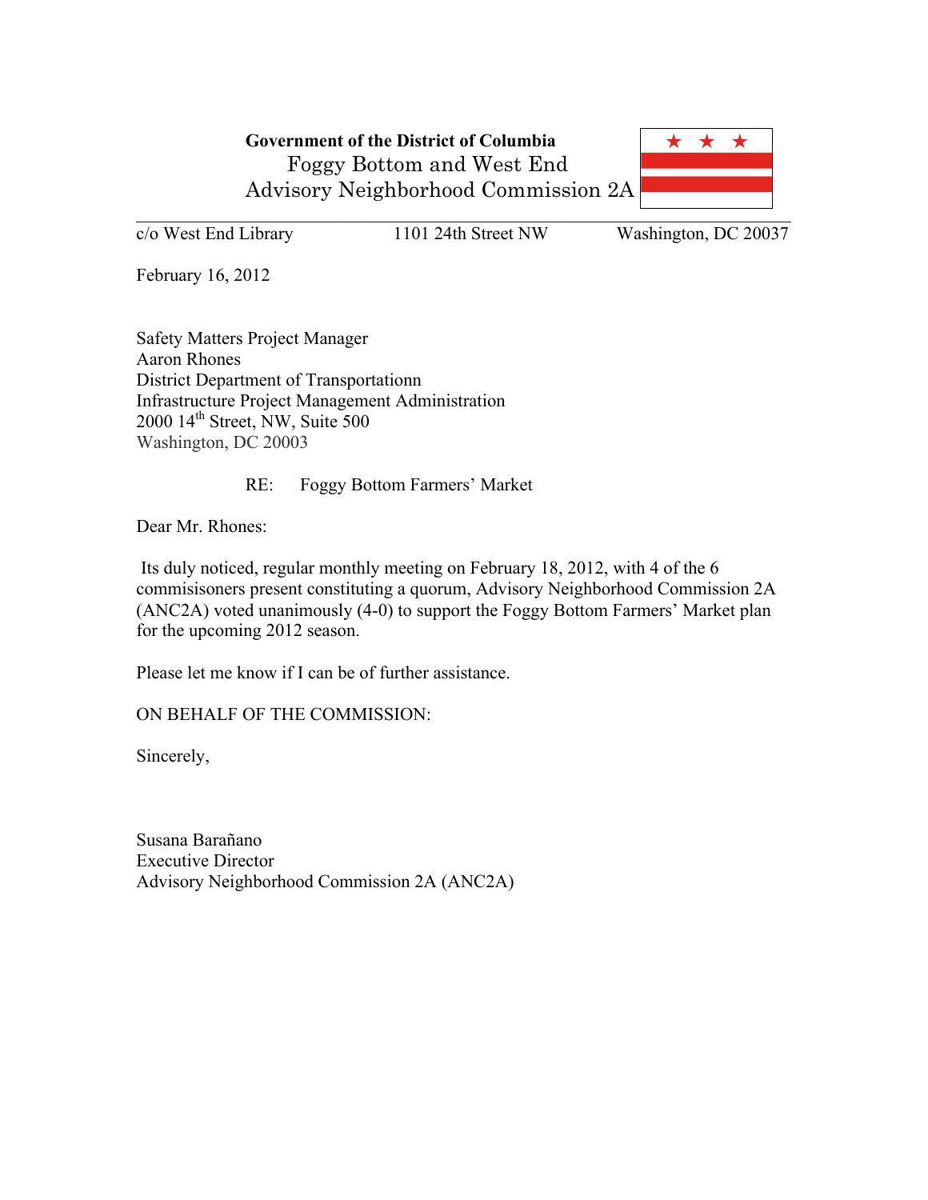**Government of the District of Columbia**
Foggy Bottom and West End
Advisory Neighborhood Commission 2A

c/o West End Library 1101 24th Street NW Washington, DC 20037

February 16, 2012

Safety Matters Project Manager
Aaron Rhones
District Department of Transportationn
Infrastructure Project Management Administration
2000 14th Street, NW, Suite 500
Washington, DC 20003

RE: Foggy Bottom Farmers' Market

Dear Mr. Rhones:

Its duly noticed, regular monthly meeting on February 18, 2012, with 4 of the 6 commisisoners present constituting a quorum, Advisory Neighborhood Commission 2A (ANC2A) voted unanimously (4-0) to support the Foggy Bottom Farmers' Market plan for the upcoming 2012 season.

Please let me know if I can be of further assistance.

ON BEHALF OF THE COMMISSION:

Sincerely,

Susana Barañano
Executive Director
Advisory Neighborhood Commission 2A (ANC2A)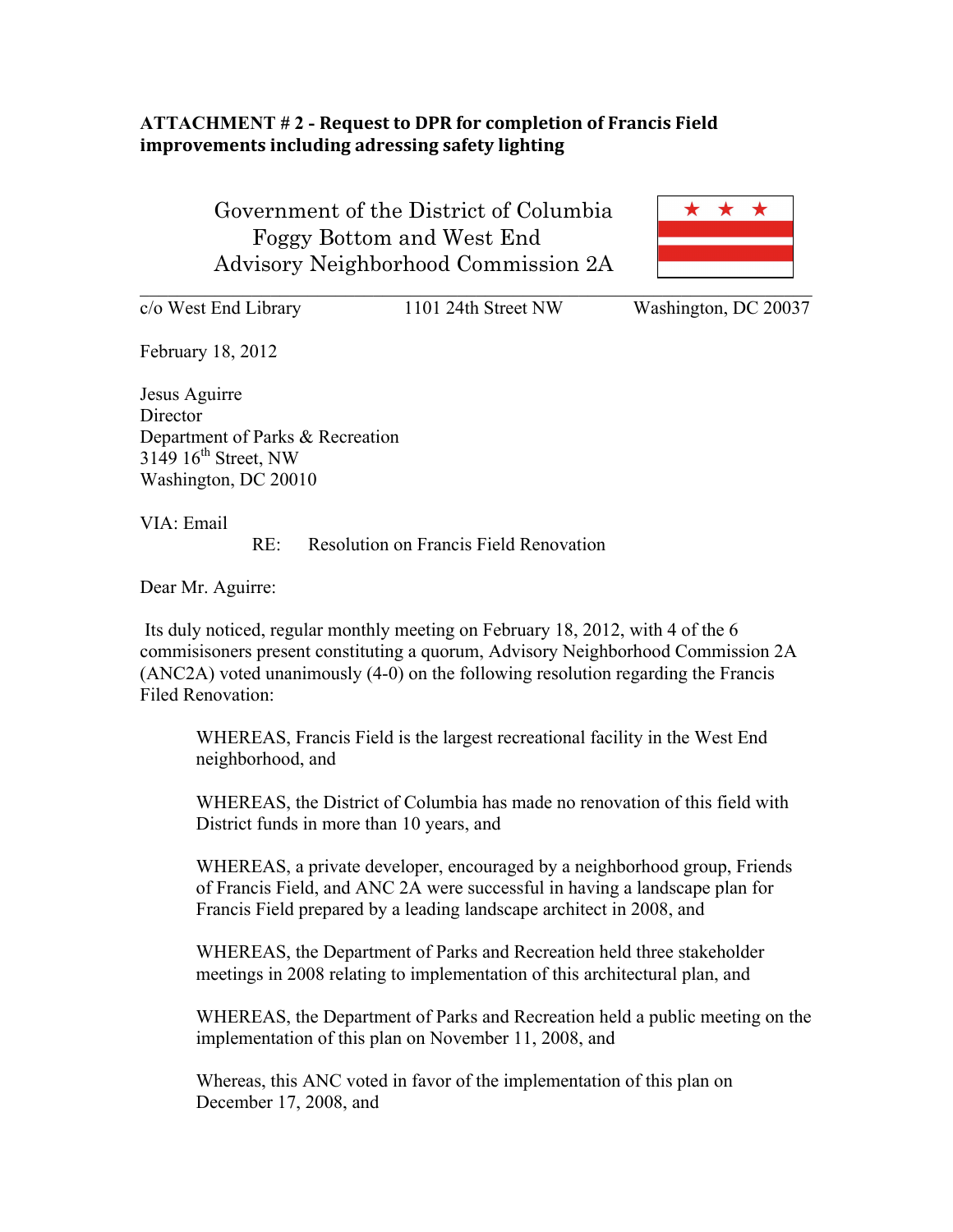**ATTACHMENT # 2 - Request to DPR for completion of Francis Field improvements including adressing safety lighting**

Government of the District of Columbia
Foggy Bottom and West End
Advisory Neighborhood Commission 2A

c/o West End Library 1101 24th Street NW Washington, DC 20037

February 18, 2012

Jesus Aguirre
Director
Department of Parks & Recreation
3149 16th Street, NW
Washington, DC 20010

VIA: Email

RE: Resolution on Francis Field Renovation

Dear Mr. Aguirre:

Its duly noticed, regular monthly meeting on February 18, 2012, with 4 of the 6 commisisoners present constituting a quorum, Advisory Neighborhood Commission 2A (ANC2A) voted unanimously (4-0) on the following resolution regarding the Francis Filed Renovation:

> WHEREAS, Francis Field is the largest recreational facility in the West End neighborhood, and
>
> WHEREAS, the District of Columbia has made no renovation of this field with District funds in more than 10 years, and
>
> WHEREAS, a private developer, encouraged by a neighborhood group, Friends of Francis Field, and ANC 2A were successful in having a landscape plan for Francis Field prepared by a leading landscape architect in 2008, and
>
> WHEREAS, the Department of Parks and Recreation held three stakeholder meetings in 2008 relating to implementation of this architectural plan, and
>
> WHEREAS, the Department of Parks and Recreation held a public meeting on the implementation of this plan on November 11, 2008, and
>
> Whereas, this ANC voted in favor of the implementation of this plan on December 17, 2008, and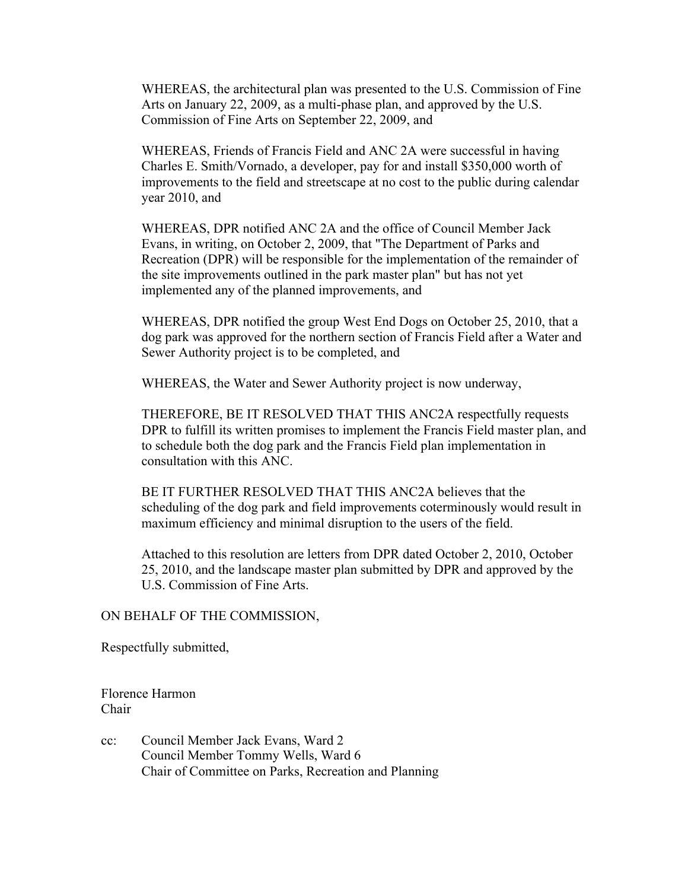WHEREAS, the architectural plan was presented to the U.S. Commission of Fine Arts on January 22, 2009, as a multi-phase plan, and approved by the U.S. Commission of Fine Arts on September 22, 2009, and

WHEREAS, Friends of Francis Field and ANC 2A were successful in having Charles E. Smith/Vornado, a developer, pay for and install $350,000 worth of improvements to the field and streetscape at no cost to the public during calendar year 2010, and

WHEREAS, DPR notified ANC 2A and the office of Council Member Jack Evans, in writing, on October 2, 2009, that "The Department of Parks and Recreation (DPR) will be responsible for the implementation of the remainder of the site improvements outlined in the park master plan" but has not yet implemented any of the planned improvements, and

WHEREAS, DPR notified the group West End Dogs on October 25, 2010, that a dog park was approved for the northern section of Francis Field after a Water and Sewer Authority project is to be completed, and

WHEREAS, the Water and Sewer Authority project is now underway,

THEREFORE, BE IT RESOLVED THAT THIS ANC2A respectfully requests DPR to fulfill its written promises to implement the Francis Field master plan, and to schedule both the dog park and the Francis Field plan implementation in consultation with this ANC.

BE IT FURTHER RESOLVED THAT THIS ANC2A believes that the scheduling of the dog park and field improvements coterminously would result in maximum efficiency and minimal disruption to the users of the field.

Attached to this resolution are letters from DPR dated October 2, 2010, October 25, 2010, and the landscape master plan submitted by DPR and approved by the U.S. Commission of Fine Arts.

ON BEHALF OF THE COMMISSION,

Respectfully submitted,

Florence Harmon
Chair

cc: Council Member Jack Evans, Ward 2
Council Member Tommy Wells, Ward 6
Chair of Committee on Parks, Recreation and Planning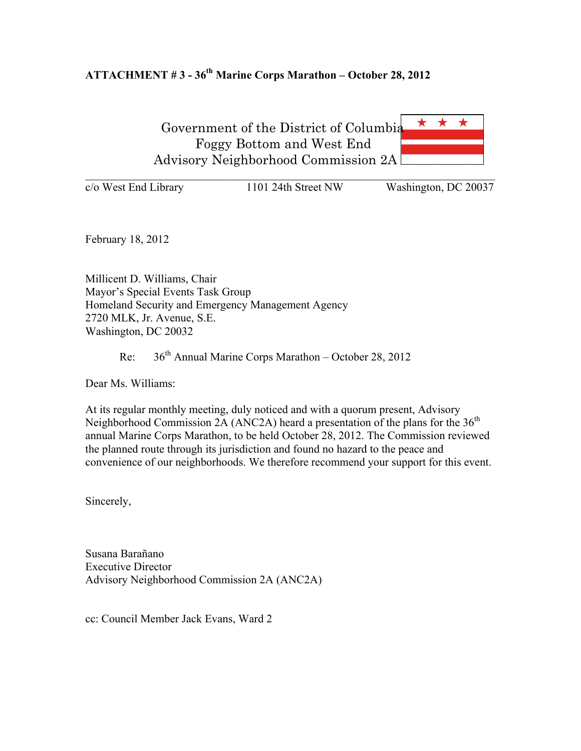**ATTACHMENT # 3 - 36th Marine Corps Marathon – October 28, 2012**

Government of the District of Columbia
Foggy Bottom and West End
Advisory Neighborhood Commission 2A

c/o West End Library    1101 24th Street NW    Washington, DC 20037

February 18, 2012

Millicent D. Williams, Chair
Mayor's Special Events Task Group
Homeland Security and Emergency Management Agency
2720 MLK, Jr. Avenue, S.E.
Washington, DC 20032

Re: 36th Annual Marine Corps Marathon – October 28, 2012

Dear Ms. Williams:

At its regular monthly meeting, duly noticed and with a quorum present, Advisory Neighborhood Commission 2A (ANC2A) heard a presentation of the plans for the 36th annual Marine Corps Marathon, to be held October 28, 2012. The Commission reviewed the planned route through its jurisdiction and found no hazard to the peace and convenience of our neighborhoods. We therefore recommend your support for this event.

Sincerely,

Susana Barañano
Executive Director
Advisory Neighborhood Commission 2A (ANC2A)

cc: Council Member Jack Evans, Ward 2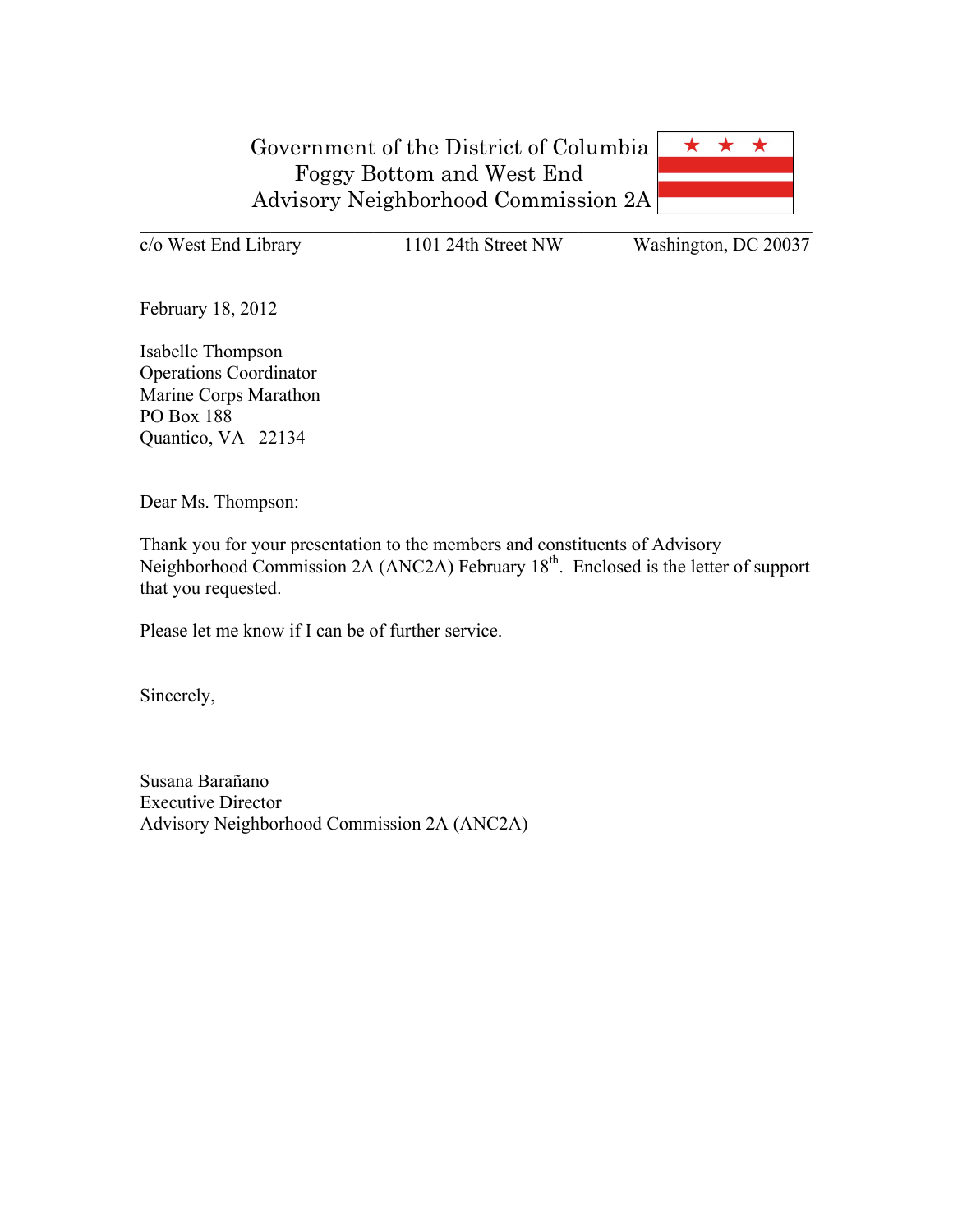Government of the District of Columbia
Foggy Bottom and West End
Advisory Neighborhood Commission 2A

c/o West End Library 1101 24th Street NW Washington, DC 20037

February 18, 2012

Isabelle Thompson
Operations Coordinator
Marine Corps Marathon
PO Box 188
Quantico, VA 22134

Dear Ms. Thompson:

Thank you for your presentation to the members and constituents of Advisory Neighborhood Commission 2A (ANC2A) February 18th. Enclosed is the letter of support that you requested.

Please let me know if I can be of further service.

Sincerely,

Susana Barañano
Executive Director
Advisory Neighborhood Commission 2A (ANC2A)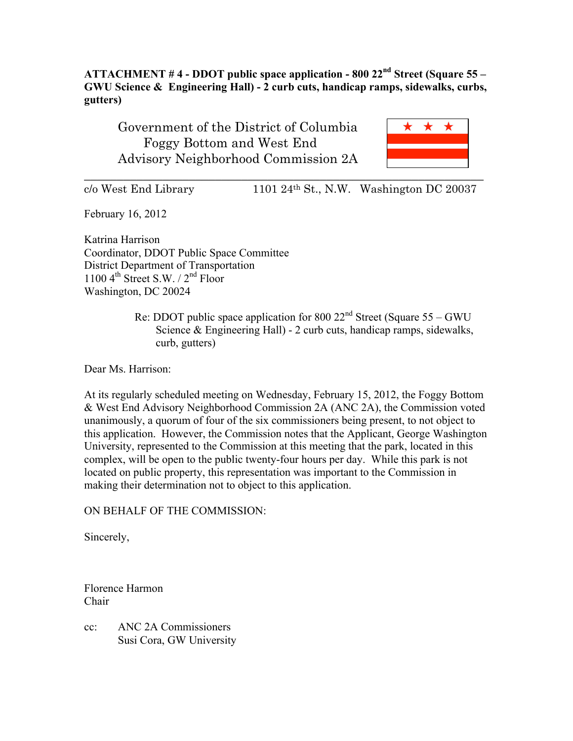**ATTACHMENT # 4 - DDOT public space application - 800 22nd Street (Square 55 – GWU Science & Engineering Hall) - 2 curb cuts, handicap ramps, sidewalks, curbs, gutters)**

Government of the District of Columbia
Foggy Bottom and West End
Advisory Neighborhood Commission 2A

---

c/o West End Library 1101 24th St., N.W. Washington DC 20037

February 16, 2012

Katrina Harrison
Coordinator, DDOT Public Space Committee
District Department of Transportation
1100 4th Street S.W. / 2nd Floor
Washington, DC 20024

Re: DDOT public space application for 800 22nd Street (Square 55 – GWU Science & Engineering Hall) - 2 curb cuts, handicap ramps, sidewalks, curb, gutters)

Dear Ms. Harrison:

At its regularly scheduled meeting on Wednesday, February 15, 2012, the Foggy Bottom & West End Advisory Neighborhood Commission 2A (ANC 2A), the Commission voted unanimously, a quorum of four of the six commissioners being present, to not object to this application. However, the Commission notes that the Applicant, George Washington University, represented to the Commission at this meeting that the park, located in this complex, will be open to the public twenty-four hours per day. While this park is not located on public property, this representation was important to the Commission in making their determination not to object to this application.

ON BEHALF OF THE COMMISSION:

Sincerely,

Florence Harmon
Chair

cc: ANC 2A Commissioners
Susi Cora, GW University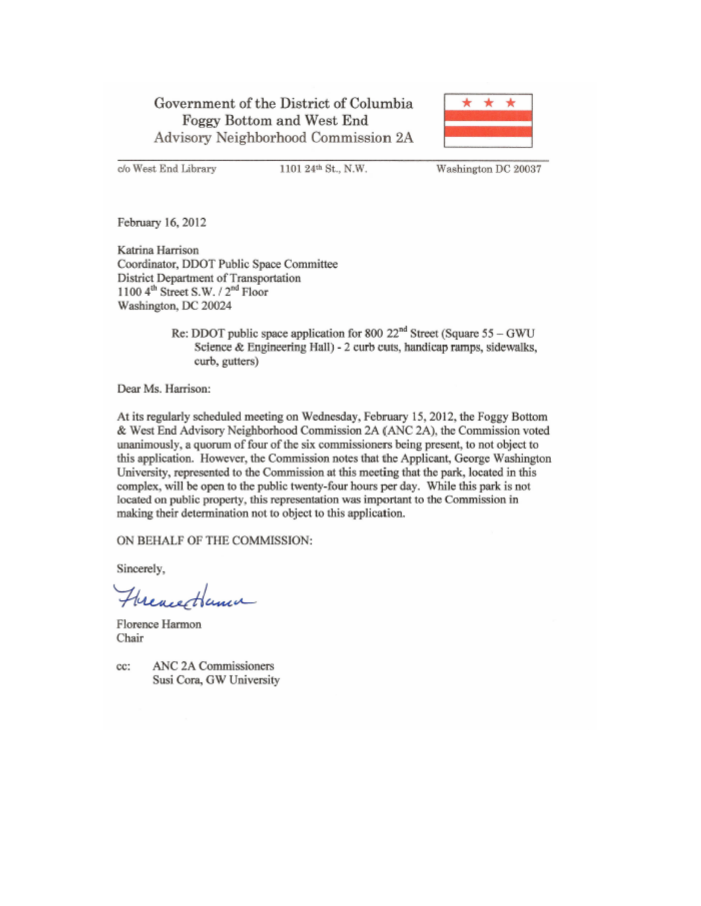Government of the District of Columbia
Foggy Bottom and West End
Advisory Neighborhood Commission 2A

c/o West End Library | 1101 24th St., N.W. | Washington DC 20037

February 16, 2012

Katrina Harrison
Coordinator, DDOT Public Space Committee
District Department of Transportation
1100 4th Street S.W. / 2nd Floor
Washington, DC 20024

Re: DDOT public space application for 800 22nd Street (Square 55 – GWU Science & Engineering Hall) - 2 curb cuts, handicap ramps, sidewalks, curb, gutters)

Dear Ms. Harrison:

At its regularly scheduled meeting on Wednesday, February 15, 2012, the Foggy Bottom & West End Advisory Neighborhood Commission 2A (ANC 2A), the Commission voted unanimously, a quorum of four of the six commissioners being present, to not object to this application. However, the Commission notes that the Applicant, George Washington University, represented to the Commission at this meeting that the park, located in this complex, will be open to the public twenty-four hours per day. While this park is not located on public property, this representation was important to the Commission in making their determination not to object to this application.

ON BEHALF OF THE COMMISSION:

Sincerely,

Florence Harmon
Chair

cc: ANC 2A Commissioners
Susi Cora, GW University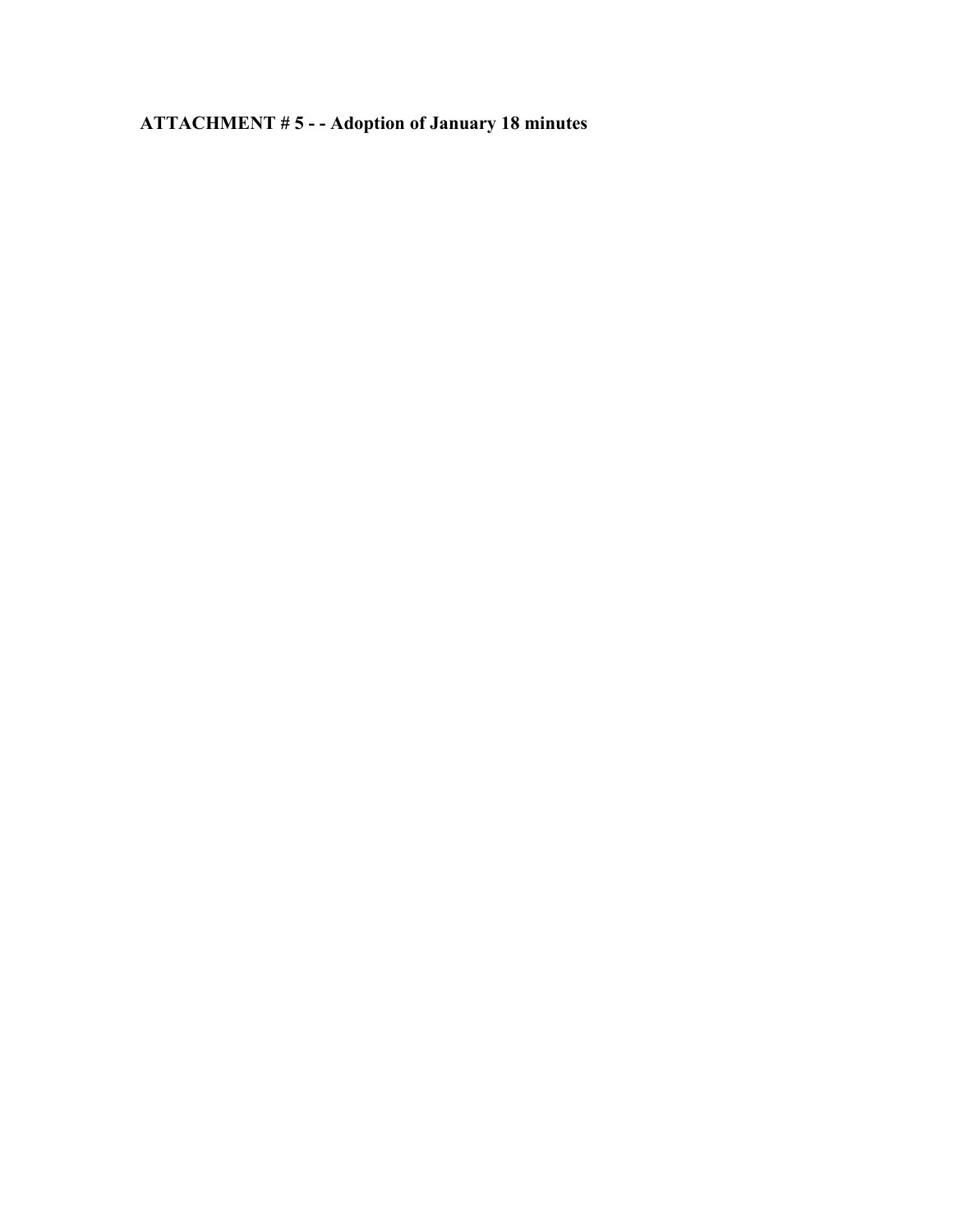**ATTACHMENT # 5 - - Adoption of January 18 minutes**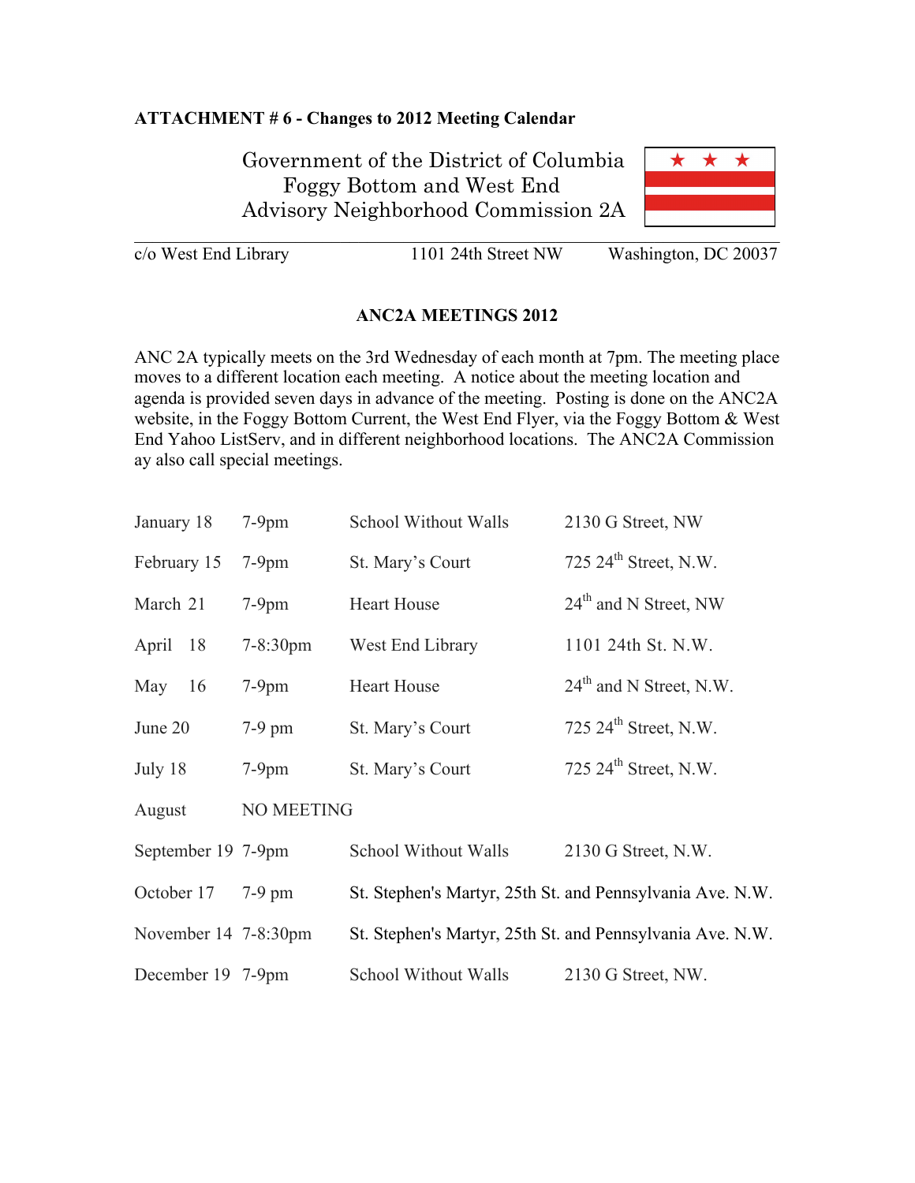**ATTACHMENT # 6 - Changes to 2012 Meeting Calendar**

Government of the District of Columbia
Foggy Bottom and West End
Advisory Neighborhood Commission 2A

c/o West End Library 1101 24th Street NW Washington, DC 20037

**ANC2A MEETINGS 2012**

ANC 2A typically meets on the 3rd Wednesday of each month at 7pm. The meeting place moves to a different location each meeting. A notice about the meeting location and agenda is provided seven days in advance of the meeting. Posting is done on the ANC2A website, in the Foggy Bottom Current, the West End Flyer, via the Foggy Bottom & West End Yahoo ListServ, and in different neighborhood locations. The ANC2A Commission ay also call special meetings.

| | | | |
|---|---|---|---|
| January 18 | 7-9pm | School Without Walls | 2130 G Street, NW |
| February 15 | 7-9pm | St. Mary's Court | 725 24th Street, N.W. |
| March 21 | 7-9pm | Heart House | 24th and N Street, NW |
| April 18 | 7-8:30pm | West End Library | 1101 24th St. N.W. |
| May 16 | 7-9pm | Heart House | 24th and N Street, N.W. |
| June 20 | 7-9 pm | St. Mary's Court | 725 24th Street, N.W. |
| July 18 | 7-9pm | St. Mary's Court | 725 24th Street, N.W. |
| August | NO MEETING | | |
| September 19 | 7-9pm | School Without Walls | 2130 G Street, N.W. |
| October 17 | 7-9 pm | St. Stephen's Martyr, 25th St. and Pennsylvania Ave. N.W. | |
| November 14 | 7-8:30pm | St. Stephen's Martyr, 25th St. and Pennsylvania Ave. N.W. | |
| December 19 | 7-9pm | School Without Walls | 2130 G Street, NW. |